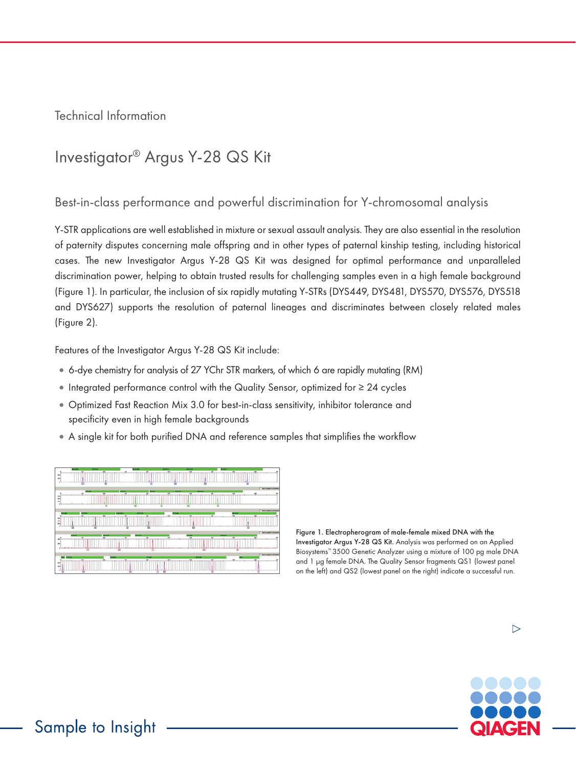Technical Information

# Investigator® Argus Y-28 QS Kit

## Best-in-class performance and powerful discrimination for Y-chromosomal analysis

Y-STR applications are well established in mixture or sexual assault analysis. They are also essential in the resolution of paternity disputes concerning male offspring and in other types of paternal kinship testing, including historical cases. The new Investigator Argus Y-28 QS Kit was designed for optimal performance and unparalleled discrimination power, helping to obtain trusted results for challenging samples even in a high female background (Figure 1). In particular, the inclusion of six rapidly mutating Y-STRs (DYS449, DYS481, DYS570, DYS576, DYS518 and DYS627) supports the resolution of paternal lineages and discriminates between closely related males (Figure 2).

Features of the Investigator Argus Y-28 QS Kit include:

- 6-dye chemistry for analysis of 27 YChr STR markers, of which 6 are rapidly mutating (RM)
- Integrated performance control with the Quality Sensor, optimized for ≥ 24 cycles
- Optimized Fast Reaction Mix 3.0 for best-in-class sensitivity, inhibitor tolerance and specificity even in high female backgrounds
- A single kit for both purified DNA and reference samples that simplifies the workflow

**Figure 1. Electropherogram of male-female mixed DNA with the Investigator Argus Y-28 QS Kit.** Analysis was performed on an Applied Biosystems™ 3500 Genetic Analyzer using a mixture of 100 pg male DNA and 1 µg female DNA. The Quality Sensor fragments QS1 (lowest panel on the left) and QS2 (lowest panel on the right) indicate a successful run.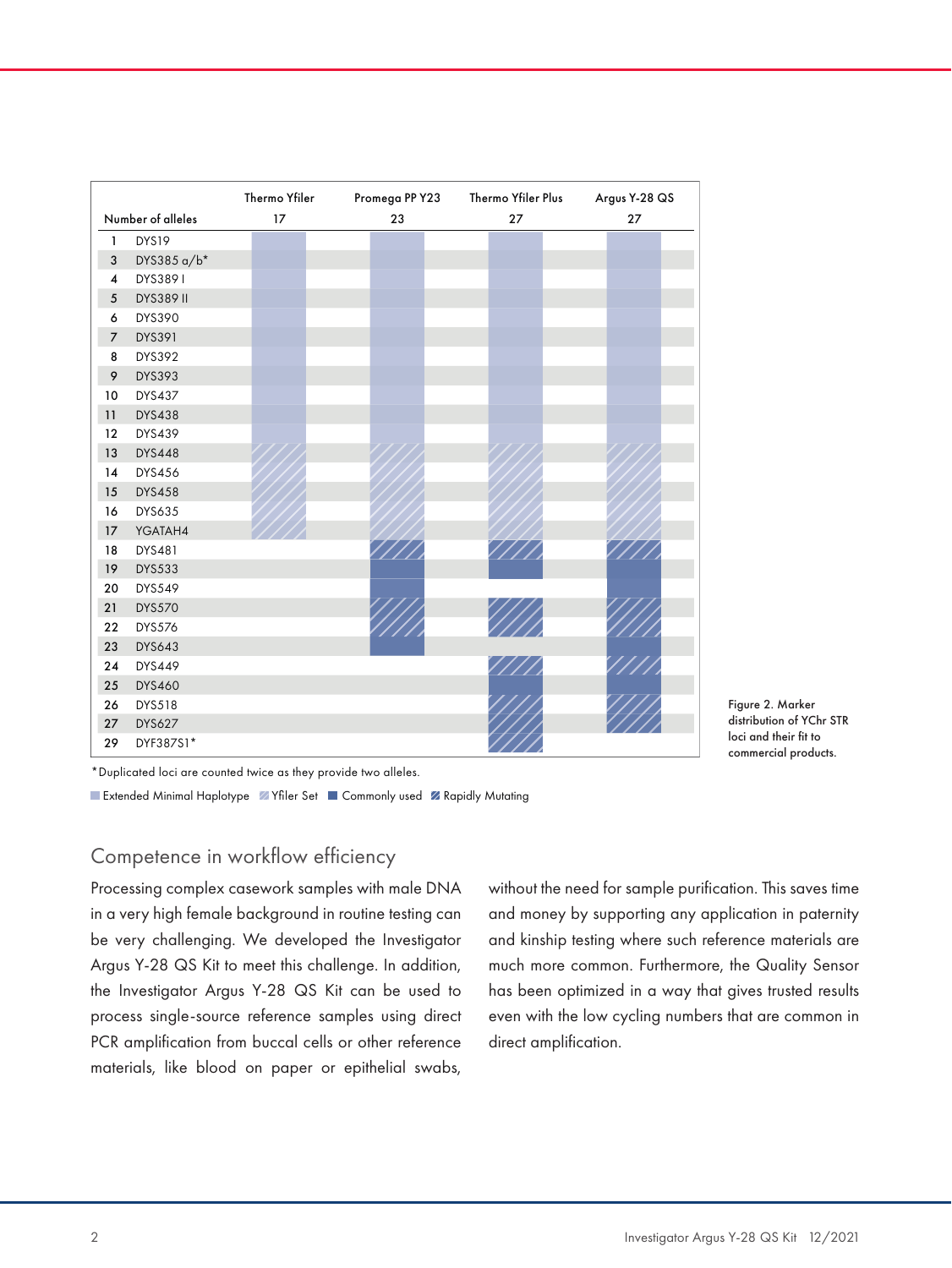| Number of alleles | | Thermo Yfiler 17 | Promega PP Y23 23 | Thermo Yfiler Plus 27 | Argus Y-28 QS 27 |
|---|---|---|---|---|---|
| 1 | DYS19 | Extended Minimal Haplotype | Extended Minimal Haplotype | Extended Minimal Haplotype | Extended Minimal Haplotype |
| 3 | DYS385 a/b* | Extended Minimal Haplotype | Extended Minimal Haplotype | Extended Minimal Haplotype | Extended Minimal Haplotype |
| 4 | DYS389 I | Extended Minimal Haplotype | Extended Minimal Haplotype | Extended Minimal Haplotype | Extended Minimal Haplotype |
| 5 | DYS389 II | Extended Minimal Haplotype | Extended Minimal Haplotype | Extended Minimal Haplotype | Extended Minimal Haplotype |
| 6 | DYS390 | Extended Minimal Haplotype | Extended Minimal Haplotype | Extended Minimal Haplotype | Extended Minimal Haplotype |
| 7 | DYS391 | Extended Minimal Haplotype | Extended Minimal Haplotype | Extended Minimal Haplotype | Extended Minimal Haplotype |
| 8 | DYS392 | Extended Minimal Haplotype | Extended Minimal Haplotype | Extended Minimal Haplotype | Extended Minimal Haplotype |
| 9 | DYS393 | Extended Minimal Haplotype | Extended Minimal Haplotype | Extended Minimal Haplotype | Extended Minimal Haplotype |
| 10 | DYS437 | Extended Minimal Haplotype | Extended Minimal Haplotype | Extended Minimal Haplotype | Extended Minimal Haplotype |
| 11 | DYS438 | Extended Minimal Haplotype | Extended Minimal Haplotype | Extended Minimal Haplotype | Extended Minimal Haplotype |
| 12 | DYS439 | Extended Minimal Haplotype | Extended Minimal Haplotype | Extended Minimal Haplotype | Extended Minimal Haplotype |
| 13 | DYS448 | Yfiler Set | Yfiler Set | Yfiler Set | Yfiler Set |
| 14 | DYS456 | Yfiler Set | Yfiler Set | Yfiler Set | Yfiler Set |
| 15 | DYS458 | Yfiler Set | Yfiler Set | Yfiler Set | Yfiler Set |
| 16 | DYS635 | Yfiler Set | Yfiler Set | Yfiler Set | Yfiler Set |
| 17 | YGATAH4 | Yfiler Set | Yfiler Set | Yfiler Set | Yfiler Set |
| 18 | DYS481 | | Rapidly Mutating | Rapidly Mutating | Rapidly Mutating |
| 19 | DYS533 | | Commonly used | Commonly used | Commonly used |
| 20 | DYS549 | | Commonly used | | Commonly used |
| 21 | DYS570 | | Rapidly Mutating | Rapidly Mutating | Rapidly Mutating |
| 22 | DYS576 | | Rapidly Mutating | Rapidly Mutating | Rapidly Mutating |
| 23 | DYS643 | | Commonly used | | Commonly used |
| 24 | DYS449 | | | Rapidly Mutating | Rapidly Mutating |
| 25 | DYS460 | | | Commonly used | Commonly used |
| 26 | DYS518 | | | Rapidly Mutating | Rapidly Mutating |
| 27 | DYS627 | | | Rapidly Mutating | Rapidly Mutating |
| 29 | DYF387S1* | | | Rapidly Mutating | |

*Duplicated loci are counted twice as they provide two alleles.

Extended Minimal Haplotype | Yfiler Set | Commonly used | Rapidly Mutating

Figure 2. Marker distribution of YChr STR loci and their fit to commercial products.

## Competence in workflow efficiency

Processing complex casework samples with male DNA in a very high female background in routine testing can be very challenging. We developed the Investigator Argus Y-28 QS Kit to meet this challenge. In addition, the Investigator Argus Y-28 QS Kit can be used to process single-source reference samples using direct PCR amplification from buccal cells or other reference materials, like blood on paper or epithelial swabs, without the need for sample purification. This saves time and money by supporting any application in paternity and kinship testing where such reference materials are much more common. Furthermore, the Quality Sensor has been optimized in a way that gives trusted results even with the low cycling numbers that are common in direct amplification.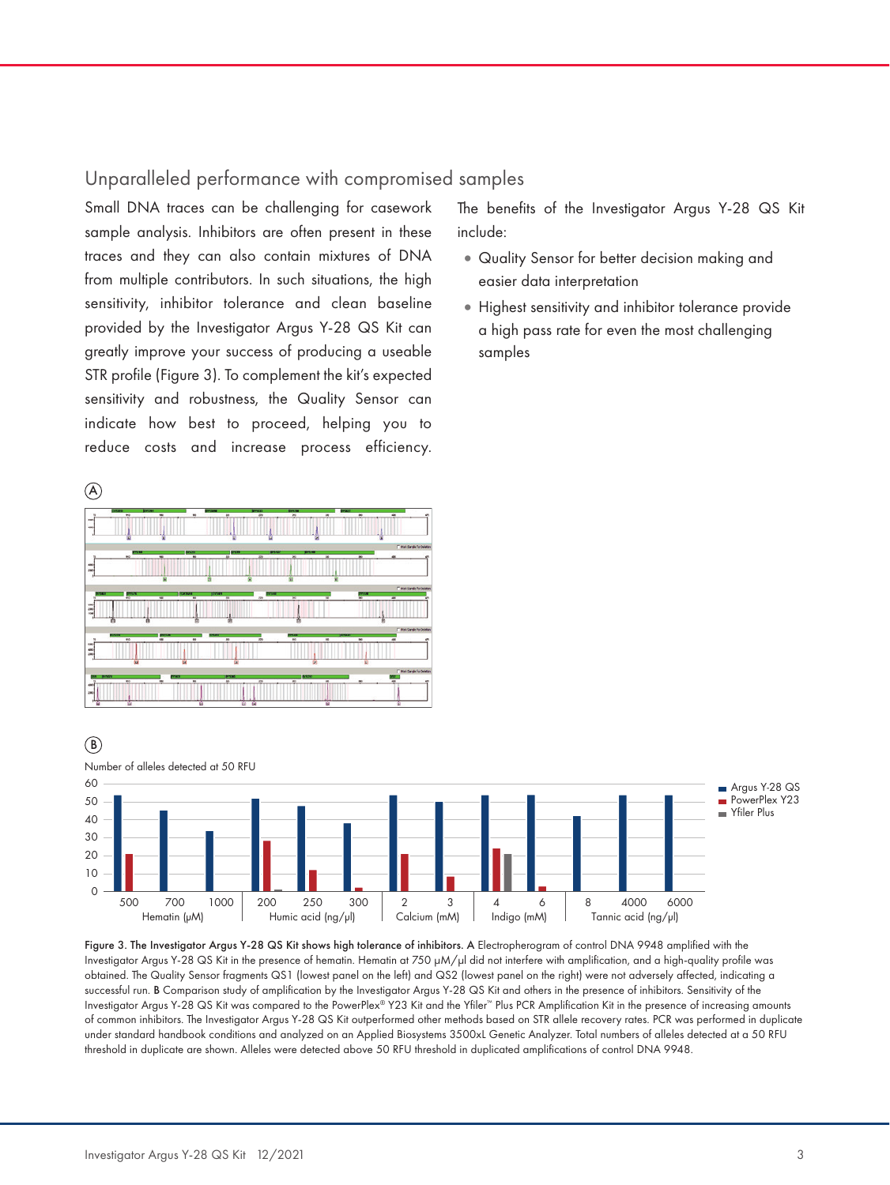## Unparalleled performance with compromised samples

Small DNA traces can be challenging for casework sample analysis. Inhibitors are often present in these traces and they can also contain mixtures of DNA from multiple contributors. In such situations, the high sensitivity, inhibitor tolerance and clean baseline provided by the Investigator Argus Y-28 QS Kit can greatly improve your success of producing a useable STR profile (Figure 3). To complement the kit's expected sensitivity and robustness, the Quality Sensor can indicate how best to proceed, helping you to reduce costs and increase process efficiency.

The benefits of the Investigator Argus Y-28 QS Kit include:

- Quality Sensor for better decision making and easier data interpretation
- Highest sensitivity and inhibitor tolerance provide a high pass rate for even the most challenging samples

A

B

Number of alleles detected at 50 RFU

**Figure 3. The Investigator Argus Y-28 QS Kit shows high tolerance of inhibitors. A** Electropherogram of control DNA 9948 amplified with the Investigator Argus Y-28 QS Kit in the presence of hematin. Hematin at 750 µM/µl did not interfere with amplification, and a high-quality profile was obtained. The Quality Sensor fragments QS1 (lowest panel on the left) and QS2 (lowest panel on the right) were not adversely affected, indicating a successful run. **B** Comparison study of amplification by the Investigator Argus Y-28 QS Kit and others in the presence of inhibitors. Sensitivity of the Investigator Argus Y-28 QS Kit was compared to the PowerPlex® Y23 Kit and the Yfiler™ Plus PCR Amplification Kit in the presence of increasing amounts of common inhibitors. The Investigator Argus Y-28 QS Kit outperformed other methods based on STR allele recovery rates. PCR was performed in duplicate under standard handbook conditions and analyzed on an Applied Biosystems 3500xL Genetic Analyzer. Total numbers of alleles detected at a 50 RFU threshold in duplicate are shown. Alleles were detected above 50 RFU threshold in duplicated amplifications of control DNA 9948.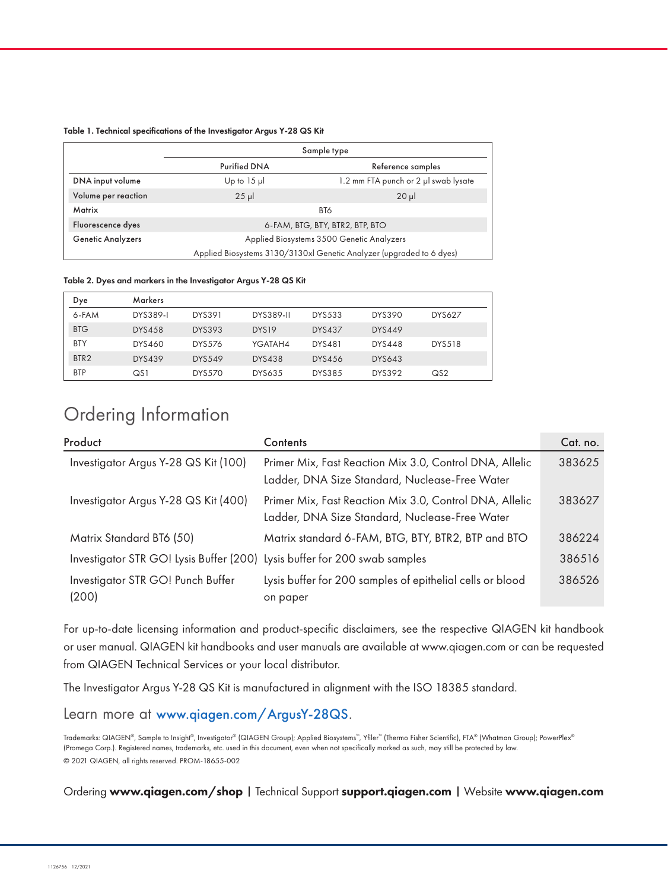**Table 1. Technical specifications of the Investigator Argus Y-28 QS Kit**

| | Sample type | |
|---|---|---|
| | Purified DNA | Reference samples |
| DNA input volume | Up to 15 µl | 1.2 mm FTA punch or 2 µl swab lysate |
| Volume per reaction | 25 µl | 20 µl |
| Matrix | BT6 | |
| Fluorescence dyes | 6-FAM, BTG, BTY, BTR2, BTP, BTO | |
| Genetic Analyzers | Applied Biosystems 3500 Genetic Analyzers<br>Applied Biosystems 3130/3130xl Genetic Analyzer (upgraded to 6 dyes) | |

**Table 2. Dyes and markers in the Investigator Argus Y-28 QS Kit**

| Dye | Markers | | | | | |
|---|---|---|---|---|---|---|
| 6-FAM | DYS389-I | DYS391 | DYS389-II | DYS533 | DYS390 | DYS627 |
| BTG | DYS458 | DYS393 | DYS19 | DYS437 | DYS449 | |
| BTY | DYS460 | DYS576 | YGATAH4 | DYS481 | DYS448 | DYS518 |
| BTR2 | DYS439 | DYS549 | DYS438 | DYS456 | DYS643 | |
| BTP | QS1 | DYS570 | DYS635 | DYS385 | DYS392 | QS2 |

# Ordering Information

| Product | Contents | Cat. no. |
|---|---|---|
| Investigator Argus Y-28 QS Kit (100) | Primer Mix, Fast Reaction Mix 3.0, Control DNA, Allelic Ladder, DNA Size Standard, Nuclease-Free Water | 383625 |
| Investigator Argus Y-28 QS Kit (400) | Primer Mix, Fast Reaction Mix 3.0, Control DNA, Allelic Ladder, DNA Size Standard, Nuclease-Free Water | 383627 |
| Matrix Standard BT6 (50) | Matrix standard 6-FAM, BTG, BTY, BTR2, BTP and BTO | 386224 |
| Investigator STR GO! Lysis Buffer (200) | Lysis buffer for 200 swab samples | 386516 |
| Investigator STR GO! Punch Buffer (200) | Lysis buffer for 200 samples of epithelial cells or blood on paper | 386526 |

For up-to-date licensing information and product-specific disclaimers, see the respective QIAGEN kit handbook or user manual. QIAGEN kit handbooks and user manuals are available at www.qiagen.com or can be requested from QIAGEN Technical Services or your local distributor.

The Investigator Argus Y-28 QS Kit is manufactured in alignment with the ISO 18385 standard.

Learn more at www.qiagen.com/ArgusY-28QS.

Trademarks: QIAGEN®, Sample to Insight®, Investigator® (QIAGEN Group); Applied Biosystems™, Yfiler™ (Thermo Fisher Scientific), FTA® (Whatman Group); PowerPlex® (Promega Corp.). Registered names, trademarks, etc. used in this document, even when not specifically marked as such, may still be protected by law.

© 2021 QIAGEN, all rights reserved. PROM-18655-002

Ordering **www.qiagen.com/shop** | Technical Support **support.qiagen.com** | Website **www.qiagen.com**

1126756 12/2021